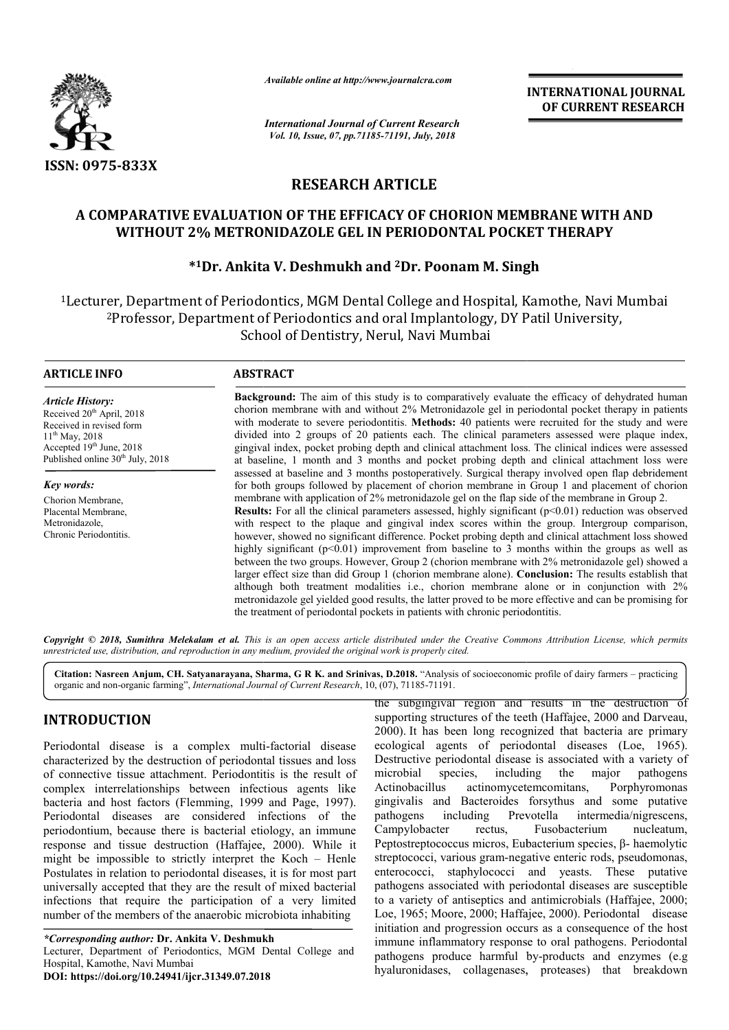ISSN: 0975-833X

*Available online at http://www.journalcra.com*

*International Journal of Current Research*
*Vol. 10, Issue, 07, pp.71185-71191, July, 2018*

**INTERNATIONAL JOURNAL OF CURRENT RESEARCH**

## RESEARCH ARTICLE

# A COMPARATIVE EVALUATION OF THE EFFICACY OF CHORION MEMBRANE WITH AND WITHOUT 2% METRONIDAZOLE GEL IN PERIODONTAL POCKET THERAPY

**\*[1]Dr. Ankita V. Deshmukh and [2]Dr. Poonam M. Singh**

[1]Lecturer, Department of Periodontics, MGM Dental College and Hospital, Kamothe, Navi Mumbai
[2]Professor, Department of Periodontics and oral Implantology, DY Patil University, School of Dentistry, Nerul, Navi Mumbai

### ARTICLE INFO

*Article History:*
Received 20th April, 2018
Received in revised form 11th May, 2018
Accepted 19th June, 2018
Published online 30th July, 2018

*Key words:*
Chorion Membrane,
Placental Membrane,
Metronidazole,
Chronic Periodontitis.

### ABSTRACT

**Background:** The aim of this study is to comparatively evaluate the efficacy of dehydrated human chorion membrane with and without 2% Metronidazole gel in periodontal pocket therapy in patients with moderate to severe periodontitis. **Methods:** 40 patients were recruited for the study and were divided into 2 groups of 20 patients each. The clinical parameters assessed were plaque index, gingival index, pocket probing depth and clinical attachment loss. The clinical indices were assessed at baseline, 1 month and 3 months and pocket probing depth and clinical attachment loss were assessed at baseline and 3 months postoperatively. Surgical therapy involved open flap debridement for both groups followed by placement of chorion membrane in Group 1 and placement of chorion membrane with application of 2% metronidazole gel on the flap side of the membrane in Group 2.
**Results:** For all the clinical parameters assessed, highly significant ($p<0.01$) reduction was observed with respect to the plaque and gingival index scores within the group. Intergroup comparison, however, showed no significant difference. Pocket probing depth and clinical attachment loss showed highly significant ($p<0.01$) improvement from baseline to 3 months within the groups as well as between the two groups. However, Group 2 (chorion membrane with 2% metronidazole gel) showed a larger effect size than did Group 1 (chorion membrane alone). **Conclusion:** The results establish that although both treatment modalities i.e., chorion membrane alone or in conjunction with 2% metronidazole gel yielded good results, the latter proved to be more effective and can be promising for the treatment of periodontal pockets in patients with chronic periodontitis.

*Copyright © 2018, Sumithra Melekalam et al. This is an open access article distributed under the Creative Commons Attribution License, which permits unrestricted use, distribution, and reproduction in any medium, provided the original work is properly cited.*

**Citation: Nasreen Anjum, CH. Satyanarayana, Sharma, G R K. and Srinivas, D.2018.** "Analysis of socioeconomic profile of dairy farmers – practicing organic and non-organic farming", *International Journal of Current Research*, 10, (07), 71185-71191.

## INTRODUCTION

Periodontal disease is a complex multi-factorial disease characterized by the destruction of periodontal tissues and loss of connective tissue attachment. Periodontitis is the result of complex interrelationships between infectious agents like bacteria and host factors (Flemming, 1999 and Page, 1997). Periodontal diseases are considered infections of the periodontium, because there is bacterial etiology, an immune response and tissue destruction (Haffajee, 2000). While it might be impossible to strictly interpret the Koch – Henle Postulates in relation to periodontal diseases, it is for most part universally accepted that they are the result of mixed bacterial infections that require the participation of a very limited number of the members of the anaerobic microbiota inhabiting the subgingival region and results in the destruction of supporting structures of the teeth (Haffajee, 2000 and Darveau, 2000). It has been long recognized that bacteria are primary ecological agents of periodontal diseases (Loe, 1965). Destructive periodontal disease is associated with a variety of microbial species, including the major pathogens Actinobacillus actinomycetemcomitans, Porphyromonas gingivalis and Bacteroides forsythus and some putative pathogens including Prevotella intermedia/nigrescens, Campylobacter rectus, Fusobacterium nucleatum, Peptostreptococcus micros, Eubacterium species, β- haemolytic streptococci, various gram-negative enteric rods, pseudomonas, enterococci, staphylococci and yeasts. These putative pathogens associated with periodontal diseases are susceptible to a variety of antiseptics and antimicrobials (Haffajee, 2000; Loe, 1965; Moore, 2000; Haffajee, 2000). Periodontal disease initiation and progression occurs as a consequence of the host immune inflammatory response to oral pathogens. Periodontal pathogens produce harmful by-products and enzymes (e.g hyaluronidases, collagenases, proteases) that breakdown

*\*Corresponding author:* **Dr. Ankita V. Deshmukh**
Lecturer, Department of Periodontics, MGM Dental College and Hospital, Kamothe, Navi Mumbai
**DOI: https://doi.org/10.24941/ijcr.31349.07.2018**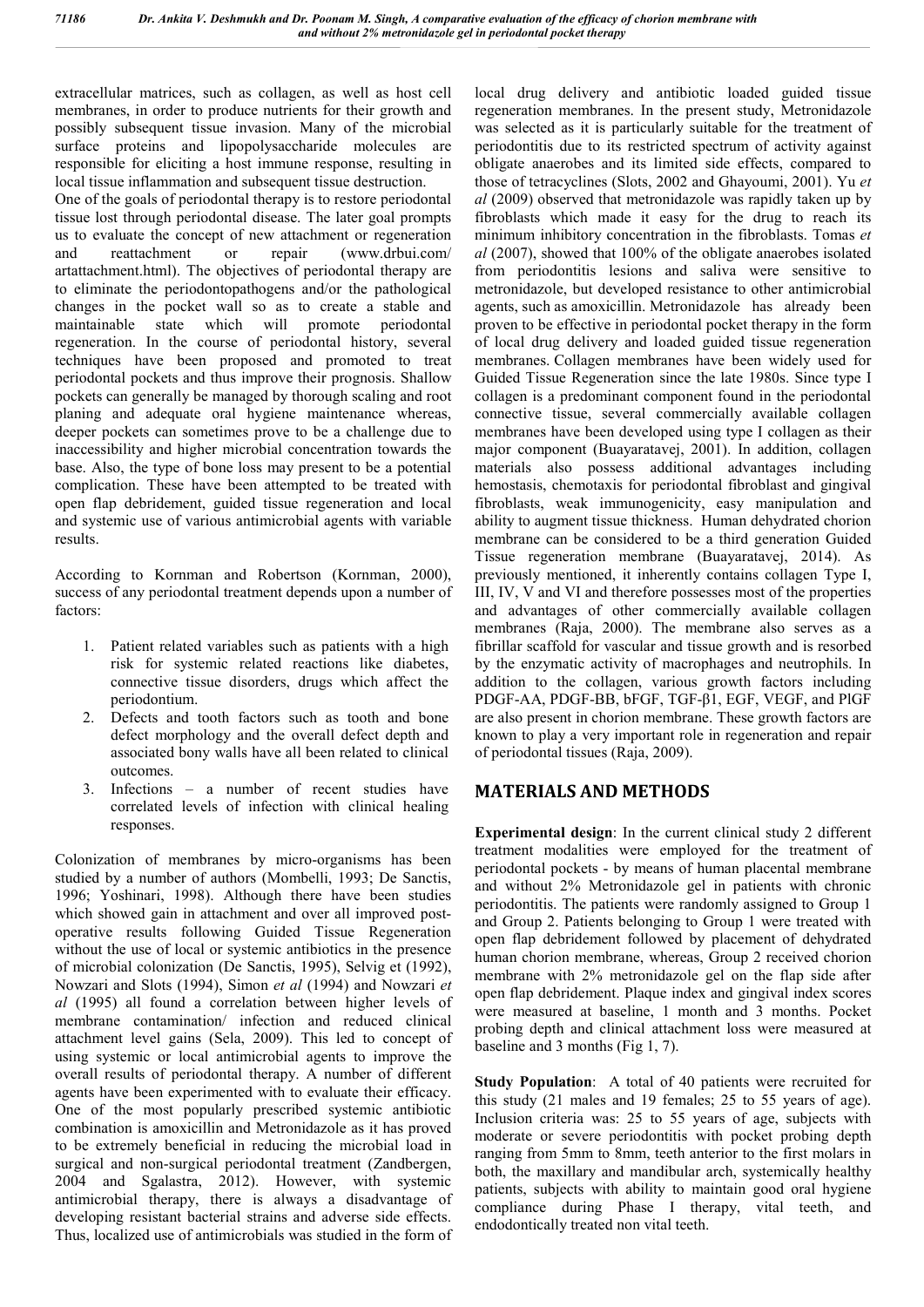extracellular matrices, such as collagen, as well as host cell membranes, in order to produce nutrients for their growth and possibly subsequent tissue invasion. Many of the microbial surface proteins and lipopolysaccharide molecules are responsible for eliciting a host immune response, resulting in local tissue inflammation and subsequent tissue destruction.

One of the goals of periodontal therapy is to restore periodontal tissue lost through periodontal disease. The later goal prompts us to evaluate the concept of new attachment or regeneration and reattachment or repair (www.drbui.com/artattachment.html). The objectives of periodontal therapy are to eliminate the periodontopathogens and/or the pathological changes in the pocket wall so as to create a stable and maintainable state which will promote periodontal regeneration. In the course of periodontal history, several techniques have been proposed and promoted to treat periodontal pockets and thus improve their prognosis. Shallow pockets can generally be managed by thorough scaling and root planing and adequate oral hygiene maintenance whereas, deeper pockets can sometimes prove to be a challenge due to inaccessibility and higher microbial concentration towards the base. Also, the type of bone loss may present to be a potential complication. These have been attempted to be treated with open flap debridement, guided tissue regeneration and local and systemic use of various antimicrobial agents with variable results.

According to Kornman and Robertson (Kornman, 2000), success of any periodontal treatment depends upon a number of factors:

1. Patient related variables such as patients with a high risk for systemic related reactions like diabetes, connective tissue disorders, drugs which affect the periodontium.
2. Defects and tooth factors such as tooth and bone defect morphology and the overall defect depth and associated bony walls have all been related to clinical outcomes.
3. Infections – a number of recent studies have correlated levels of infection with clinical healing responses.

Colonization of membranes by micro-organisms has been studied by a number of authors (Mombelli, 1993; De Sanctis, 1996; Yoshinari, 1998). Although there have been studies which showed gain in attachment and over all improved post-operative results following Guided Tissue Regeneration without the use of local or systemic antibiotics in the presence of microbial colonization (De Sanctis, 1995), Selvig et (1992), Nowzari and Slots (1994), Simon *et al* (1994) and Nowzari *et al* (1995) all found a correlation between higher levels of membrane contamination/ infection and reduced clinical attachment level gains (Sela, 2009). This led to concept of using systemic or local antimicrobial agents to improve the overall results of periodontal therapy. A number of different agents have been experimented with to evaluate their efficacy. One of the most popularly prescribed systemic antibiotic combination is amoxicillin and Metronidazole as it has proved to be extremely beneficial in reducing the microbial load in surgical and non-surgical periodontal treatment (Zandbergen, 2004 and Sgalastra, 2012). However, with systemic antimicrobial therapy, there is always a disadvantage of developing resistant bacterial strains and adverse side effects. Thus, localized use of antimicrobials was studied in the form of local drug delivery and antibiotic loaded guided tissue regeneration membranes. In the present study, Metronidazole was selected as it is particularly suitable for the treatment of periodontitis due to its restricted spectrum of activity against obligate anaerobes and its limited side effects, compared to those of tetracyclines (Slots, 2002 and Ghayoumi, 2001). Yu *et al* (2009) observed that metronidazole was rapidly taken up by fibroblasts which made it easy for the drug to reach its minimum inhibitory concentration in the fibroblasts. Tomas *et al* (2007), showed that 100% of the obligate anaerobes isolated from periodontitis lesions and saliva were sensitive to metronidazole, but developed resistance to other antimicrobial agents, such as amoxicillin. Metronidazole has already been proven to be effective in periodontal pocket therapy in the form of local drug delivery and loaded guided tissue regeneration membranes. Collagen membranes have been widely used for Guided Tissue Regeneration since the late 1980s. Since type I collagen is a predominant component found in the periodontal connective tissue, several commercially available collagen membranes have been developed using type I collagen as their major component (Buayaratavej, 2001). In addition, collagen materials also possess additional advantages including hemostasis, chemotaxis for periodontal fibroblast and gingival fibroblasts, weak immunogenicity, easy manipulation and ability to augment tissue thickness. Human dehydrated chorion membrane can be considered to be a third generation Guided Tissue regeneration membrane (Buayaratavej, 2014). As previously mentioned, it inherently contains collagen Type I, III, IV, V and VI and therefore possesses most of the properties and advantages of other commercially available collagen membranes (Raja, 2000). The membrane also serves as a fibrillar scaffold for vascular and tissue growth and is resorbed by the enzymatic activity of macrophages and neutrophils. In addition to the collagen, various growth factors including PDGF-AA, PDGF-BB, bFGF, TGF-β1, EGF, VEGF, and PlGF are also present in chorion membrane. These growth factors are known to play a very important role in regeneration and repair of periodontal tissues (Raja, 2009).

## MATERIALS AND METHODS

**Experimental design**: In the current clinical study 2 different treatment modalities were employed for the treatment of periodontal pockets - by means of human placental membrane and without 2% Metronidazole gel in patients with chronic periodontitis. The patients were randomly assigned to Group 1 and Group 2. Patients belonging to Group 1 were treated with open flap debridement followed by placement of dehydrated human chorion membrane, whereas, Group 2 received chorion membrane with 2% metronidazole gel on the flap side after open flap debridement. Plaque index and gingival index scores were measured at baseline, 1 month and 3 months. Pocket probing depth and clinical attachment loss were measured at baseline and 3 months (Fig 1, 7).

**Study Population**: A total of 40 patients were recruited for this study (21 males and 19 females; 25 to 55 years of age). Inclusion criteria was: 25 to 55 years of age, subjects with moderate or severe periodontitis with pocket probing depth ranging from 5mm to 8mm, teeth anterior to the first molars in both, the maxillary and mandibular arch, systemically healthy patients, subjects with ability to maintain good oral hygiene compliance during Phase I therapy, vital teeth, and endodontically treated non vital teeth.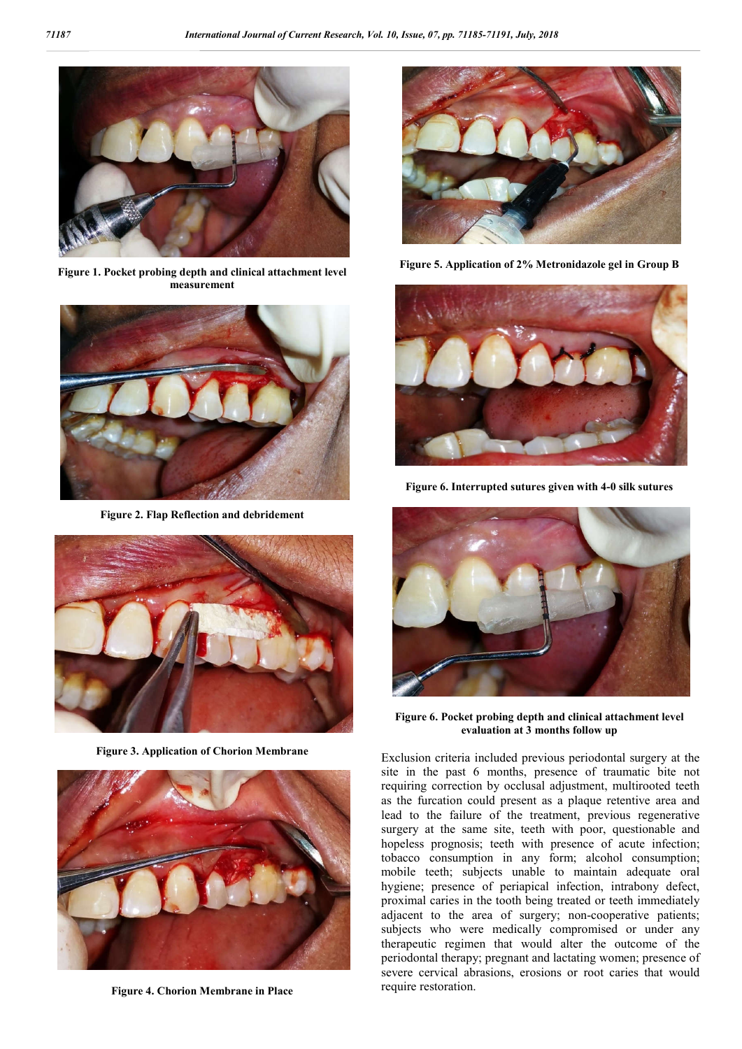Figure 1. Pocket probing depth and clinical attachment level measurement

Figure 2. Flap Reflection and debridement

Figure 3. Application of Chorion Membrane

Figure 4. Chorion Membrane in Place

Figure 5. Application of 2% Metronidazole gel in Group B

Figure 6. Interrupted sutures given with 4-0 silk sutures

Figure 6. Pocket probing depth and clinical attachment level evaluation at 3 months follow up

Exclusion criteria included previous periodontal surgery at the site in the past 6 months, presence of traumatic bite not requiring correction by occlusal adjustment, multirooted teeth as the furcation could present as a plaque retentive area and lead to the failure of the treatment, previous regenerative surgery at the same site, teeth with poor, questionable and hopeless prognosis; teeth with presence of acute infection; tobacco consumption in any form; alcohol consumption; mobile teeth; subjects unable to maintain adequate oral hygiene; presence of periapical infection, intrabony defect, proximal caries in the tooth being treated or teeth immediately adjacent to the area of surgery; non-cooperative patients; subjects who were medically compromised or under any therapeutic regimen that would alter the outcome of the periodontal therapy; pregnant and lactating women; presence of severe cervical abrasions, erosions or root caries that would require restoration.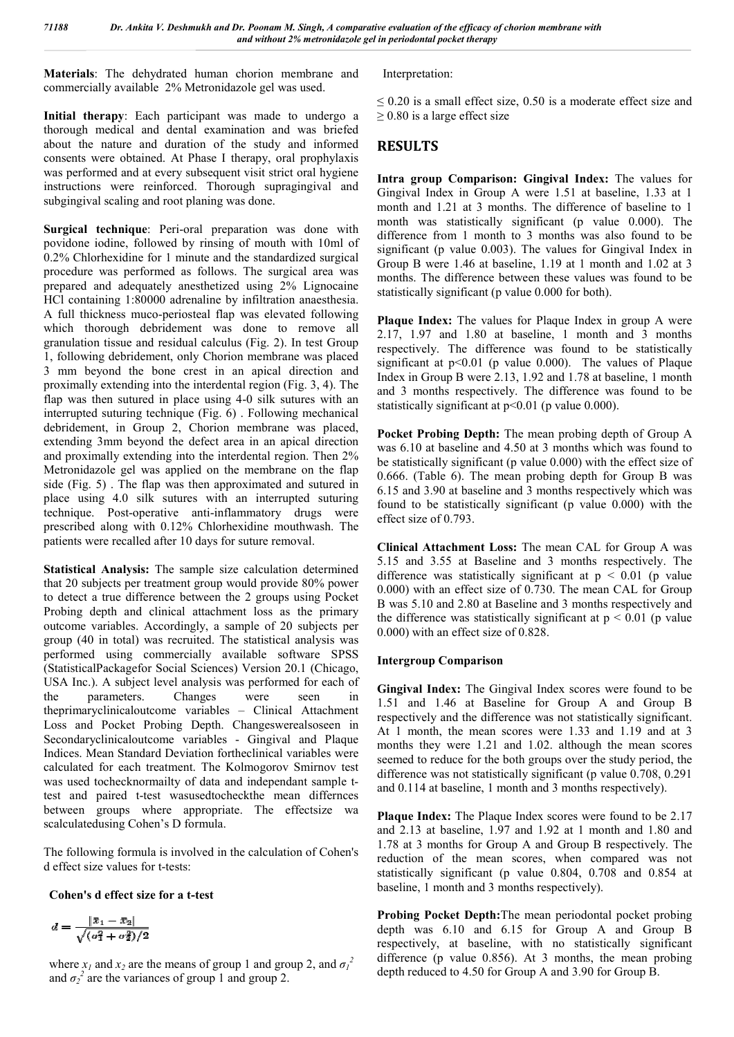**Materials**: The dehydrated human chorion membrane and commercially available 2% Metronidazole gel was used.

**Initial therapy**: Each participant was made to undergo a thorough medical and dental examination and was briefed about the nature and duration of the study and informed consents were obtained. At Phase I therapy, oral prophylaxis was performed and at every subsequent visit strict oral hygiene instructions were reinforced. Thorough supragingival and subgingival scaling and root planing was done.

**Surgical technique**: Peri-oral preparation was done with povidone iodine, followed by rinsing of mouth with 10ml of 0.2% Chlorhexidine for 1 minute and the standardized surgical procedure was performed as follows. The surgical area was prepared and adequately anesthetized using 2% Lignocaine HCl containing 1:80000 adrenaline by infiltration anaesthesia. A full thickness muco-periosteal flap was elevated following which thorough debridement was done to remove all granulation tissue and residual calculus (Fig. 2). In test Group 1, following debridement, only Chorion membrane was placed 3 mm beyond the bone crest in an apical direction and proximally extending into the interdental region (Fig. 3, 4). The flap was then sutured in place using 4-0 silk sutures with an interrupted suturing technique (Fig. 6) . Following mechanical debridement, in Group 2, Chorion membrane was placed, extending 3mm beyond the defect area in an apical direction and proximally extending into the interdental region. Then 2% Metronidazole gel was applied on the membrane on the flap side (Fig. 5) . The flap was then approximated and sutured in place using 4.0 silk sutures with an interrupted suturing technique. Post-operative anti-inflammatory drugs were prescribed along with 0.12% Chlorhexidine mouthwash. The patients were recalled after 10 days for suture removal.

**Statistical Analysis:** The sample size calculation determined that 20 subjects per treatment group would provide 80% power to detect a true difference between the 2 groups using Pocket Probing depth and clinical attachment loss as the primary outcome variables. Accordingly, a sample of 20 subjects per group (40 in total) was recruited. The statistical analysis was performed using commercially available software SPSS (StatisticalPackagefor Social Sciences) Version 20.1 (Chicago, USA Inc.). A subject level analysis was performed for each of the parameters. Changes were seen in theprimaryclinicaloutcome variables – Clinical Attachment Loss and Pocket Probing Depth. Changeswerealsoseen in Secondaryclinicaloutcome variables - Gingival and Plaque Indices. Mean Standard Deviation fortheclinical variables were calculated for each treatment. The Kolmogorov Smirnov test was used tochecknormailty of data and independant sample t-test and paired t-test wasusedtocheckthe mean differnces between groups where appropriate. The effectsize wa scalculatedusing Cohen's D formula.

The following formula is involved in the calculation of Cohen's d effect size values for t-tests:

**Cohen's d effect size for a t-test**

$$d = \frac{|\bar{x}_1 - \bar{x}_2|}{\sqrt{(\sigma_1^2 + \sigma_2^2)/2}}$$

where $x_1$ and $x_2$ are the means of group 1 and group 2, and $\sigma_1^2$ and $\sigma_2^2$ are the variances of group 1 and group 2.

Interpretation:

$\leq 0.20$ is a small effect size, 0.50 is a moderate effect size and $\geq 0.80$ is a large effect size

## RESULTS

**Intra group Comparison: Gingival Index:** The values for Gingival Index in Group A were 1.51 at baseline, 1.33 at 1 month and 1.21 at 3 months. The difference of baseline to 1 month was statistically significant (p value 0.000). The difference from 1 month to 3 months was also found to be significant (p value 0.003). The values for Gingival Index in Group B were 1.46 at baseline, 1.19 at 1 month and 1.02 at 3 months. The difference between these values was found to be statistically significant (p value 0.000 for both).

**Plaque Index:** The values for Plaque Index in group A were 2.17, 1.97 and 1.80 at baseline, 1 month and 3 months respectively. The difference was found to be statistically significant at $p<0.01$ (p value 0.000). The values of Plaque Index in Group B were 2.13, 1.92 and 1.78 at baseline, 1 month and 3 months respectively. The difference was found to be statistically significant at $p<0.01$ (p value 0.000).

**Pocket Probing Depth:** The mean probing depth of Group A was 6.10 at baseline and 4.50 at 3 months which was found to be statistically significant (p value 0.000) with the effect size of 0.666. (Table 6). The mean probing depth for Group B was 6.15 and 3.90 at baseline and 3 months respectively which was found to be statistically significant (p value 0.000) with the effect size of 0.793.

**Clinical Attachment Loss:** The mean CAL for Group A was 5.15 and 3.55 at Baseline and 3 months respectively. The difference was statistically significant at $p < 0.01$ (p value 0.000) with an effect size of 0.730. The mean CAL for Group B was 5.10 and 2.80 at Baseline and 3 months respectively and the difference was statistically significant at $p < 0.01$ (p value 0.000) with an effect size of 0.828.

**Intergroup Comparison**

**Gingival Index:** The Gingival Index scores were found to be 1.51 and 1.46 at Baseline for Group A and Group B respectively and the difference was not statistically significant. At 1 month, the mean scores were 1.33 and 1.19 and at 3 months they were 1.21 and 1.02. although the mean scores seemed to reduce for the both groups over the study period, the difference was not statistically significant (p value 0.708, 0.291 and 0.114 at baseline, 1 month and 3 months respectively).

**Plaque Index:** The Plaque Index scores were found to be 2.17 and 2.13 at baseline, 1.97 and 1.92 at 1 month and 1.80 and 1.78 at 3 months for Group A and Group B respectively. The reduction of the mean scores, when compared was not statistically significant (p value 0.804, 0.708 and 0.854 at baseline, 1 month and 3 months respectively).

**Probing Pocket Depth:**The mean periodontal pocket probing depth was 6.10 and 6.15 for Group A and Group B respectively, at baseline, with no statistically significant difference (p value 0.856). At 3 months, the mean probing depth reduced to 4.50 for Group A and 3.90 for Group B.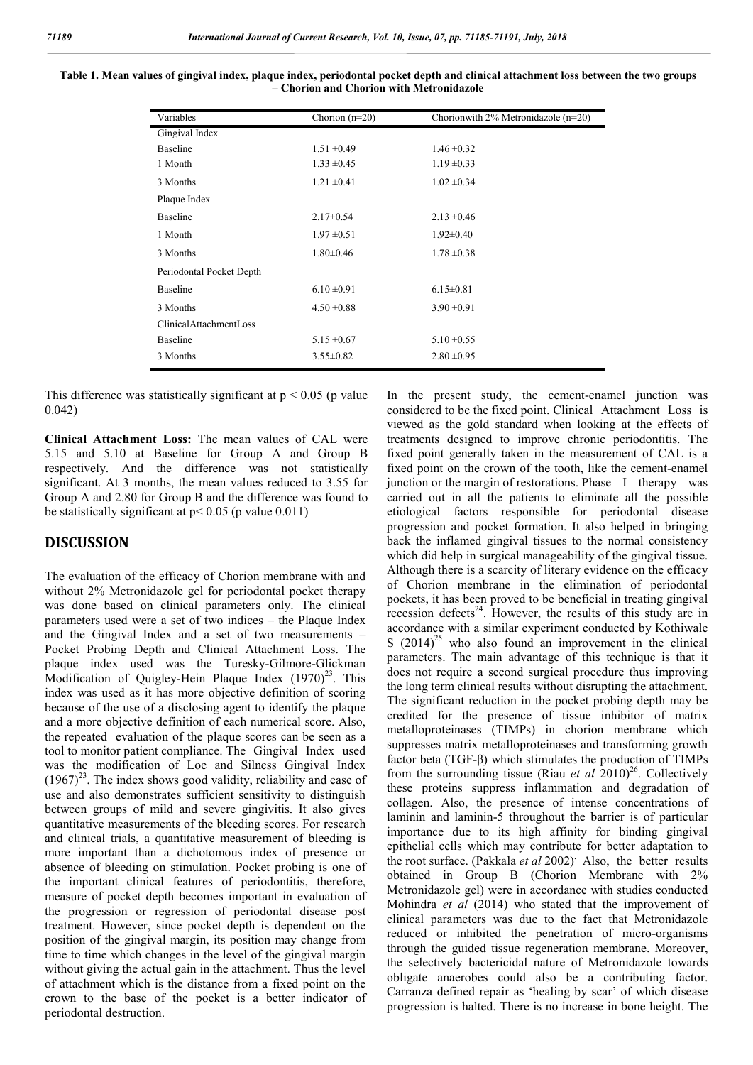**Table 1. Mean values of gingival index, plaque index, periodontal pocket depth and clinical attachment loss between the two groups – Chorion and Chorion with Metronidazole**

| Variables | Chorion (n=20) | Chorionwith 2% Metronidazole (n=20) |
|---|---|---|
| Gingival Index | | |
| Baseline | 1.51 ±0.49 | 1.46 ±0.32 |
| 1 Month | 1.33 ±0.45 | 1.19 ±0.33 |
| 3 Months | 1.21 ±0.41 | 1.02 ±0.34 |
| Plaque Index | | |
| Baseline | 2.17±0.54 | 2.13 ±0.46 |
| 1 Month | 1.97 ±0.51 | 1.92±0.40 |
| 3 Months | 1.80±0.46 | 1.78 ±0.38 |
| Periodontal Pocket Depth | | |
| Baseline | 6.10 ±0.91 | 6.15±0.81 |
| 3 Months | 4.50 ±0.88 | 3.90 ±0.91 |
| ClinicalAttachmentLoss | | |
| Baseline | 5.15 ±0.67 | 5.10 ±0.55 |
| 3 Months | 3.55±0.82 | 2.80 ±0.95 |

This difference was statistically significant at $p < 0.05$ (p value 0.042)

**Clinical Attachment Loss:** The mean values of CAL were 5.15 and 5.10 at Baseline for Group A and Group B respectively. And the difference was not statistically significant. At 3 months, the mean values reduced to 3.55 for Group A and 2.80 for Group B and the difference was found to be statistically significant at $p < 0.05$ (p value 0.011)

## DISCUSSION

The evaluation of the efficacy of Chorion membrane with and without 2% Metronidazole gel for periodontal pocket therapy was done based on clinical parameters only. The clinical parameters used were a set of two indices – the Plaque Index and the Gingival Index and a set of two measurements – Pocket Probing Depth and Clinical Attachment Loss. The plaque index used was the Turesky-Gilmore-Glickman Modification of Quigley-Hein Plaque Index (1970)[23]. This index was used as it has more objective definition of scoring because of the use of a disclosing agent to identify the plaque and a more objective definition of each numerical score. Also, the repeated evaluation of the plaque scores can be seen as a tool to monitor patient compliance. The Gingival Index used was the modification of Loe and Silness Gingival Index (1967)[23]. The index shows good validity, reliability and ease of use and also demonstrates sufficient sensitivity to distinguish between groups of mild and severe gingivitis. It also gives quantitative measurements of the bleeding scores. For research and clinical trials, a quantitative measurement of bleeding is more important than a dichotomous index of presence or absence of bleeding on stimulation. Pocket probing is one of the important clinical features of periodontitis, therefore, measure of pocket depth becomes important in evaluation of the progression or regression of periodontal disease post treatment. However, since pocket depth is dependent on the position of the gingival margin, its position may change from time to time which changes in the level of the gingival margin without giving the actual gain in the attachment. Thus the level of attachment which is the distance from a fixed point on the crown to the base of the pocket is a better indicator of periodontal destruction.

In the present study, the cement-enamel junction was considered to be the fixed point. Clinical Attachment Loss is viewed as the gold standard when looking at the effects of treatments designed to improve chronic periodontitis. The fixed point generally taken in the measurement of CAL is a fixed point on the crown of the tooth, like the cement-enamel junction or the margin of restorations. Phase I therapy was carried out in all the patients to eliminate all the possible etiological factors responsible for periodontal disease progression and pocket formation. It also helped in bringing back the inflamed gingival tissues to the normal consistency which did help in surgical manageability of the gingival tissue. Although there is a scarcity of literary evidence on the efficacy of Chorion membrane in the elimination of periodontal pockets, it has been proved to be beneficial in treating gingival recession defects[24]. However, the results of this study are in accordance with a similar experiment conducted by Kothiwale S (2014)[25] who also found an improvement in the clinical parameters. The main advantage of this technique is that it does not require a second surgical procedure thus improving the long term clinical results without disrupting the attachment. The significant reduction in the pocket probing depth may be credited for the presence of tissue inhibitor of matrix metalloproteinases (TIMPs) in chorion membrane which suppresses matrix metalloproteinases and transforming growth factor beta (TGF-β) which stimulates the production of TIMPs from the surrounding tissue (Riau *et al* 2010)[26]. Collectively these proteins suppress inflammation and degradation of collagen. Also, the presence of intense concentrations of laminin and laminin-5 throughout the barrier is of particular importance due to its high affinity for binding gingival epithelial cells which may contribute for better adaptation to the root surface. (Pakkala *et al* 2002). Also, the better results obtained in Group B (Chorion Membrane with 2% Metronidazole gel) were in accordance with studies conducted Mohindra *et al* (2014) who stated that the improvement of clinical parameters was due to the fact that Metronidazole reduced or inhibited the penetration of micro-organisms through the guided tissue regeneration membrane. Moreover, the selectively bactericidal nature of Metronidazole towards obligate anaerobes could also be a contributing factor. Carranza defined repair as 'healing by scar' of which disease progression is halted. There is no increase in bone height. The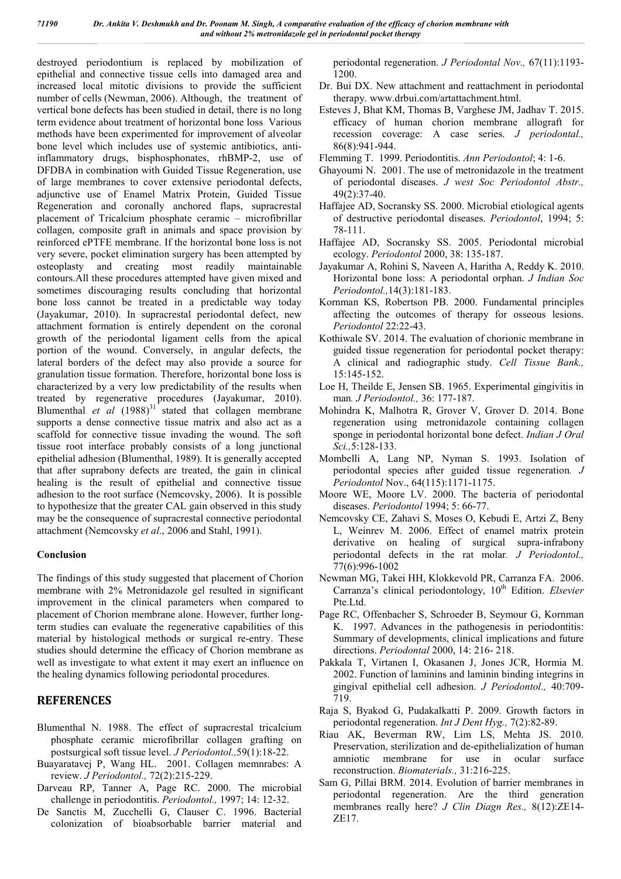destroyed periodontium is replaced by mobilization of epithelial and connective tissue cells into damaged area and increased local mitotic divisions to provide the sufficient number of cells (Newman, 2006). Although, the treatment of vertical bone defects has been studied in detail, there is no long term evidence about treatment of horizontal bone loss. Various methods have been experimented for improvement of alveolar bone level which includes use of systemic antibiotics, anti-inflammatory drugs, bisphosphonates, rhBMP-2, use of DFDBA in combination with Guided Tissue Regeneration, use of large membranes to cover extensive periodontal defects, adjunctive use of Enamel Matrix Protein, Guided Tissue Regeneration and coronally anchored flaps, supracrestal placement of Tricalcium phosphate ceramic – microfibrillar collagen, composite graft in animals and space provision by reinforced ePTFE membrane. If the horizontal bone loss is not very severe, pocket elimination surgery has been attempted by osteoplasty and creating most readily maintainable contours.All these procedures attempted have given mixed and sometimes discouraging results concluding that horizontal bone loss cannot be treated in a predictable way today (Jayakumar, 2010). In supracrestal periodontal defect, new attachment formation is entirely dependent on the coronal growth of the periodontal ligament cells from the apical portion of the wound. Conversely, in angular defects, the lateral borders of the defect may also provide a source for granulation tissue formation. Therefore, horizontal bone loss is characterized by a very low predictability of the results when treated by regenerative procedures (Jayakumar, 2010). Blumenthal *et al* (1988)[31] stated that collagen membrane supports a dense connective tissue matrix and also act as a scaffold for connective tissue invading the wound. The soft tissue root interface probably consists of a long junctional epithelial adhesion (Blumenthal, 1989). It is generally accepted that after suprabony defects are treated, the gain in clinical healing is the result of epithelial and connective tissue adhesion to the root surface (Nemcovsky, 2006). It is possible to hypothesize that the greater CAL gain observed in this study may be the consequence of supracrestal connective periodontal attachment (Nemcovsky *et al*., 2006 and Stahl, 1991).

### Conclusion

The findings of this study suggested that placement of Chorion membrane with 2% Metronidazole gel resulted in significant improvement in the clinical parameters when compared to placement of Chorion membrane alone. However, further long-term studies can evaluate the regenerative capabilities of this material by histological methods or surgical re-entry. These studies should determine the efficacy of Chorion membrane as well as investigate to what extent it may exert an influence on the healing dynamics following periodontal procedures.

## REFERENCES

Blumenthal N. 1988. The effect of supracrestal tricalcium phosphate ceramic microfibrillar collagen grafting on postsurgical soft tissue level. *J Periodontol.,*59(1):18-22.

Buayaratavej P, Wang HL. 2001. Collagen memnrabes: A review. *J Periodontol.,* 72(2):215-229.

Darveau RP, Tanner A, Page RC. 2000. The microbial challenge in periodontitis. *Periodontol.,* 1997; 14: 12-32.

De Sanctis M, Zucchelli G, Clauser C. 1996. Bacterial colonization of bioabsorbable barrier material and periodontal regeneration. *J Periodontal Nov.,* 67(11):1193-1200.

Dr. Bui DX. New attachment and reattachment in periodontal therapy. www.drbui.com/artattachment.html.

Esteves J, Bhat KM, Thomas B, Varghese JM, Jadhav T. 2015. efficacy of human chorion membrane allograft for recession coverage: A case series. *J periodontal.,* 86(8):941-944.

Flemming T. 1999. Periodontitis. *Ann Periodontol*; 4: 1-6.

Ghayoumi N. 2001. The use of metronidazole in the treatment of periodontal diseases. *J west Soc Periodontol Abstr.,* 49(2):37-40.

Haffajee AD, Socransky SS. 2000. Microbial etiological agents of destructive periodontal diseases. *Periodontol*, 1994; 5: 78-111.

Haffajee AD, Socransky SS. 2005. Periodontal microbial ecology. *Periodontol* 2000, 38: 135-187.

Jayakumar A, Rohini S, Naveen A, Haritha A, Reddy K. 2010. Horizontal bone loss: A periodontal orphan. *J Indian Soc Periodontol.,*14(3):181-183.

Kornman KS, Robertson PB. 2000. Fundamental principles affecting the outcomes of therapy for osseous lesions. *Periodontol* 22:22-43.

Kothiwale SV. 2014. The evaluation of chorionic membrane in guided tissue regeneration for periodontal pocket therapy: A clinical and radiographic study. *Cell Tissue Bank.,* 15:145-152.

Loe H, Theilde E, Jensen SB. 1965. Experimental gingivitis in man*. J Periodontol.,* 36: 177-187.

Mohindra K, Malhotra R, Grover V, Grover D. 2014. Bone regeneration using metronidazole containing collagen sponge in periodontal horizontal bone defect. *Indian J Oral Sci.,*5:128-133.

Mombelli A, Lang NP, Nyman S. 1993. Isolation of periodontal species after guided tissue regeneration*. J Periodontol* Nov., 64(115):1171-1175.

Moore WE, Moore LV. 2000. The bacteria of periodontal diseases. *Periodontol* 1994; 5: 66-77.

Nemcovsky CE, Zahavi S, Moses O, Kebudi E, Artzi Z, Beny L, Weinrev M. 2006. Effect of enamel matrix protein derivative on healing of surgical supra-infrabony periodontal defects in the rat molar*. J Periodontol.,* 77(6):996-1002

Newman MG, Takei HH, Klokkevold PR, Carranza FA. 2006. Carranza's clinical periodontology, 10th Edition. *Elsevier* Pte.Ltd.

Page RC, Offenbacher S, Schroeder B, Seymour G, Kornman K. 1997. Advances in the pathogenesis in periodontitis: Summary of developments, clinical implications and future directions. *Periodontal* 2000, 14: 216- 218.

Pakkala T, Virtanen I, Okasanen J, Jones JCR, Hormia M. 2002. Function of laminins and laminin binding integrins in gingival epithelial cell adhesion. *J Periodontol.,* 40:709-719.

Raja S, Byakod G, Pudakalkatti P. 2009. Growth factors in periodontal regeneration. *Int J Dent Hyg.,* 7(2):82-89.

Riau AK, Beverman RW, Lim LS, Mehta JS. 2010. Preservation, sterilization and de-epithelialization of human amniotic membrane for use in ocular surface reconstruction. *Biomaterials.,* 31:216-225.

Sam G, Pillai BRM. 2014. Evolution of barrier membranes in periodontal regeneration. Are the third generation membranes really here? *J Clin Diagn Res.,* 8(12):ZE14-ZE17.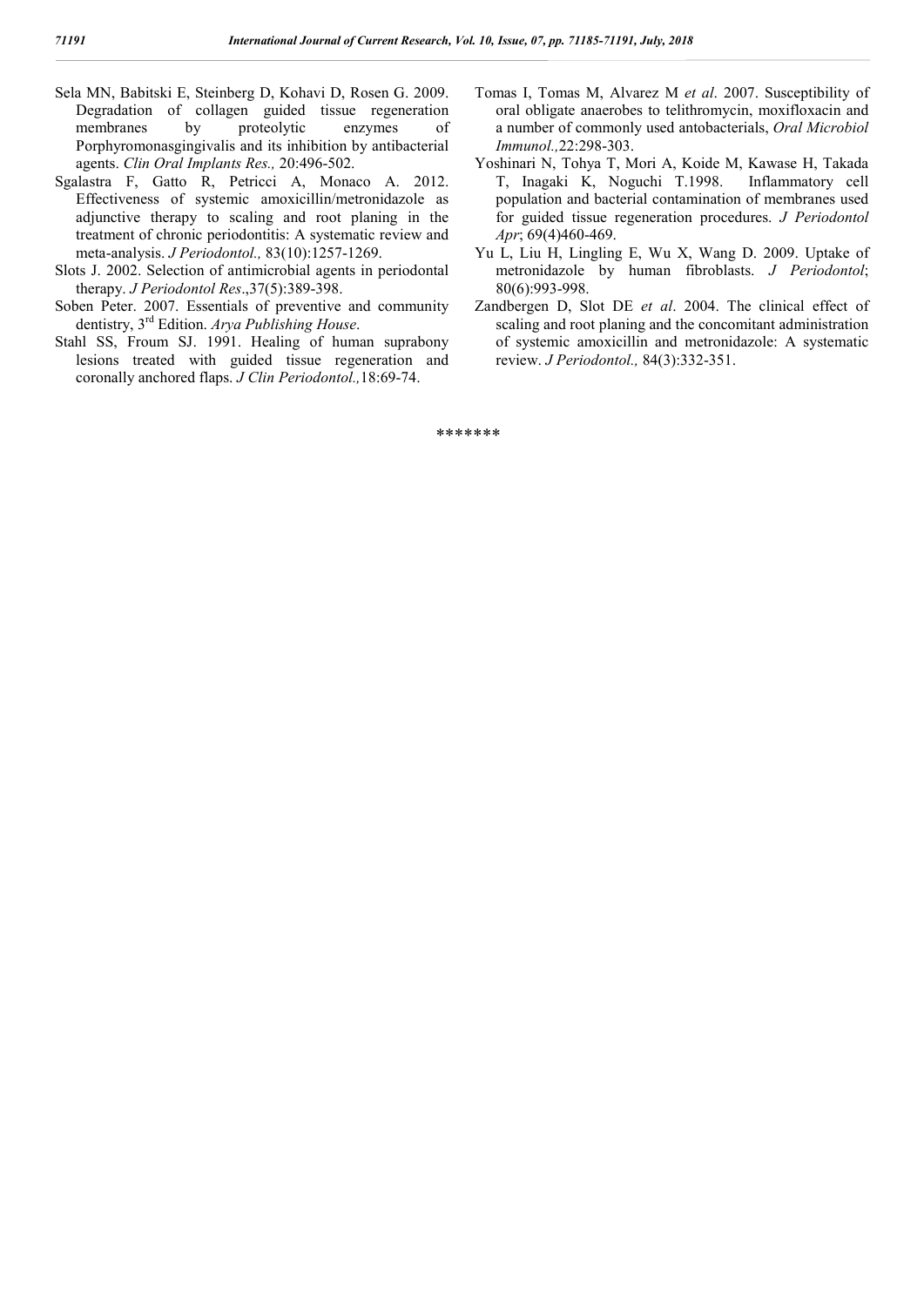Sela MN, Babitski E, Steinberg D, Kohavi D, Rosen G. 2009. Degradation of collagen guided tissue regeneration membranes by proteolytic enzymes of Porphyromonasgingivalis and its inhibition by antibacterial agents. *Clin Oral Implants Res.,* 20:496-502.

Sgalastra F, Gatto R, Petricci A, Monaco A. 2012. Effectiveness of systemic amoxicillin/metronidazole as adjunctive therapy to scaling and root planing in the treatment of chronic periodontitis: A systematic review and meta-analysis. *J Periodontol.,* 83(10):1257-1269.

Slots J. 2002. Selection of antimicrobial agents in periodontal therapy. *J Periodontol Res*.,37(5):389-398.

Soben Peter. 2007. Essentials of preventive and community dentistry, 3rd Edition. *Arya Publishing House*.

Stahl SS, Froum SJ. 1991. Healing of human suprabony lesions treated with guided tissue regeneration and coronally anchored flaps. *J Clin Periodontol.,*18:69-74.

Tomas I, Tomas M, Alvarez M *et al*. 2007. Susceptibility of oral obligate anaerobes to telithromycin, moxifloxacin and a number of commonly used antobacterials, *Oral Microbiol Immunol.,*22:298-303.

Yoshinari N, Tohya T, Mori A, Koide M, Kawase H, Takada T, Inagaki K, Noguchi T.1998. Inflammatory cell population and bacterial contamination of membranes used for guided tissue regeneration procedures. *J Periodontol Apr*; 69(4)460-469.

Yu L, Liu H, Lingling E, Wu X, Wang D. 2009. Uptake of metronidazole by human fibroblasts. *J Periodontol*; 80(6):993-998.

Zandbergen D, Slot DE *et al*. 2004. The clinical effect of scaling and root planing and the concomitant administration of systemic amoxicillin and metronidazole: A systematic review. *J Periodontol.,* 84(3):332-351.

*******